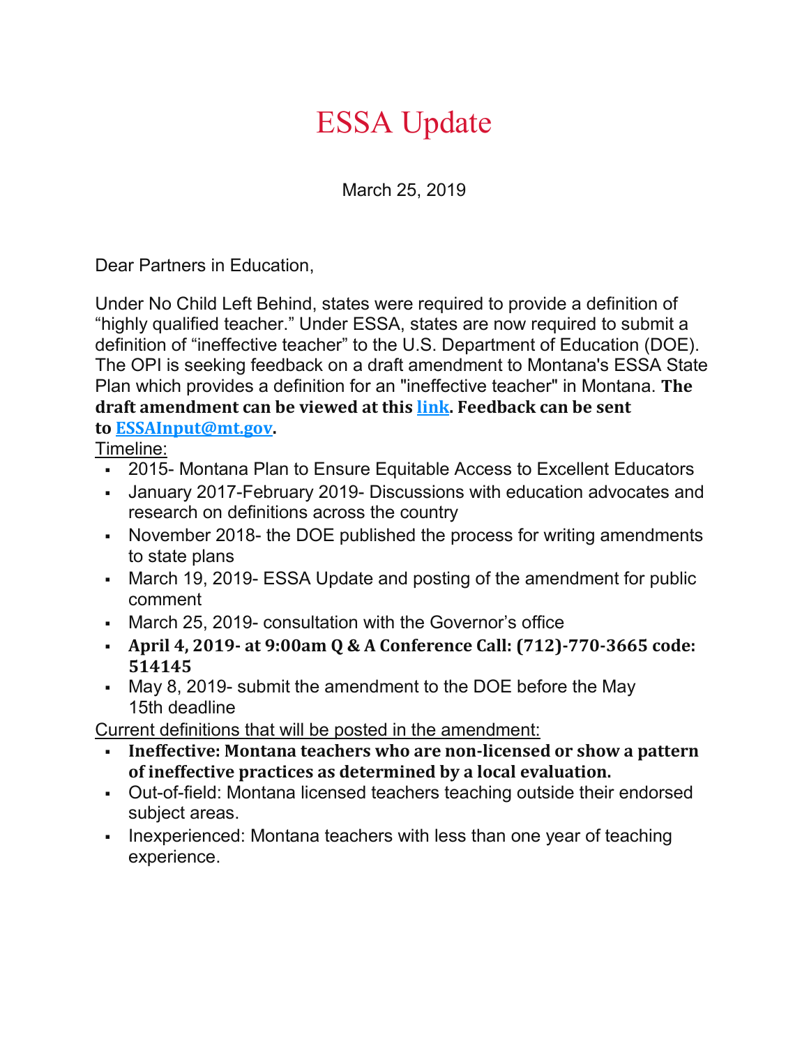# ESSA Update

March 25, 2019

Dear Partners in Education,

Under No Child Left Behind, states were required to provide a definition of "highly qualified teacher." Under ESSA, states are now required to submit a definition of "ineffective teacher" to the U.S. Department of Education (DOE). The OPI is seeking feedback on a draft amendment to Montana's ESSA State Plan which provides a definition for an "ineffective teacher" in Montana. **The draft amendment can be viewed at this link. Feedback can be sent to ESSAInput@mt.gov.**

Timeline:

- 2015- Montana Plan to Ensure Equitable Access to Excellent Educators
- January 2017-February 2019- Discussions with education advocates and research on definitions across the country
- November 2018- the DOE published the process for writing amendments to state plans
- March 19, 2019- ESSA Update and posting of the amendment for public comment
- March 25, 2019- consultation with the Governor's office
- **April 4, 2019- at 9:00am Q & A Conference Call: (712)-770-3665 code: 514145**
- May 8, 2019- submit the amendment to the DOE before the May 15th deadline

Current definitions that will be posted in the amendment:

- **Ineffective: Montana teachers who are non-licensed or show a pattern of ineffective practices as determined by a local evaluation.**
- Out-of-field: Montana licensed teachers teaching outside their endorsed subject areas.
- Inexperienced: Montana teachers with less than one year of teaching experience.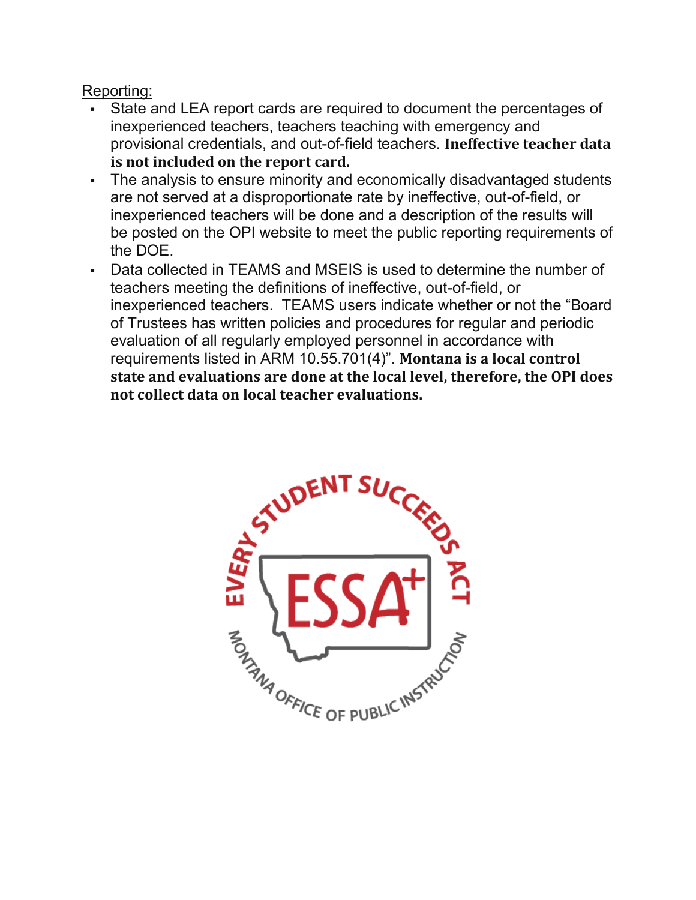Reporting:

- State and LEA report cards are required to document the percentages of inexperienced teachers, teachers teaching with emergency and provisional credentials, and out-of-field teachers. **Ineffective teacher data is not included on the report card.**
- The analysis to ensure minority and economically disadvantaged students are not served at a disproportionate rate by ineffective, out-of-field, or inexperienced teachers will be done and a description of the results will be posted on the OPI website to meet the public reporting requirements of the DOE.
- Data collected in TEAMS and MSEIS is used to determine the number of teachers meeting the definitions of ineffective, out-of-field, or inexperienced teachers. TEAMS users indicate whether or not the "Board of Trustees has written policies and procedures for regular and periodic evaluation of all regularly employed personnel in accordance with requirements listed in ARM 10.55.701(4)". **Montana is a local control state and evaluations are done at the local level, therefore, the OPI does not collect data on local teacher evaluations.**